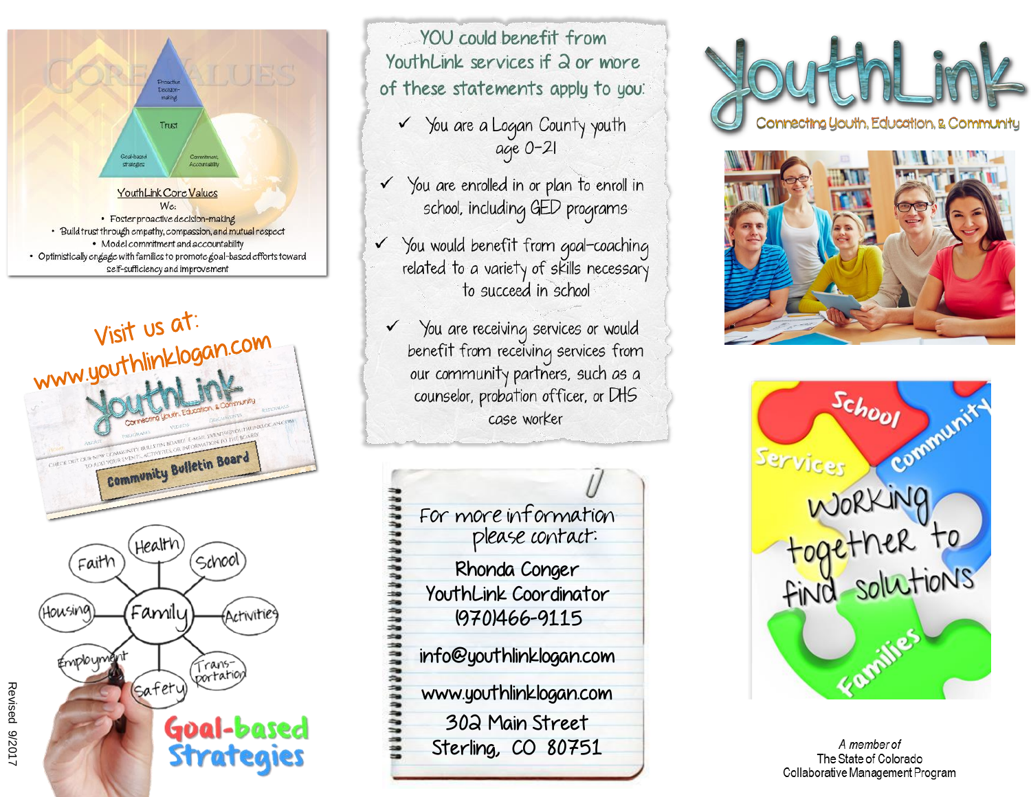# YouthLink

Connecting Youth, Education, & Community

## YouthLink Core Values

We:

- Foster proactive decision-making
- Build trust through empathy, compassion, and mutual respect
- Model commitment and accountability
- Optimistically engage with families to promote goal-based efforts toward self-sufficiency and improvement

Visit us at: www.youthlinklogan.com

**Goal-based Strategies**

YOU could benefit from YouthLink services if 2 or more of these statements apply to you:

- ✓ You are a Logan County youth age 0-21
- ✓ You are enrolled in or plan to enroll in school, including GED programs
- ✓ You would benefit from goal-coaching related to a variety of skills necessary to succeed in school
- ✓ You are receiving services or would benefit from receiving services from our community partners, such as a counselor, probation officer, or DHS case worker

For more information please contact:

Rhonda Conger
YouthLink Coordinator
(970)466-9115

info@youthlinklogan.com

www.youthlinklogan.com

302 Main Street
Sterling, CO 80751

Working together to find solutions

*A member of*
The State of Colorado
Collaborative Management Program

Revised 9/2017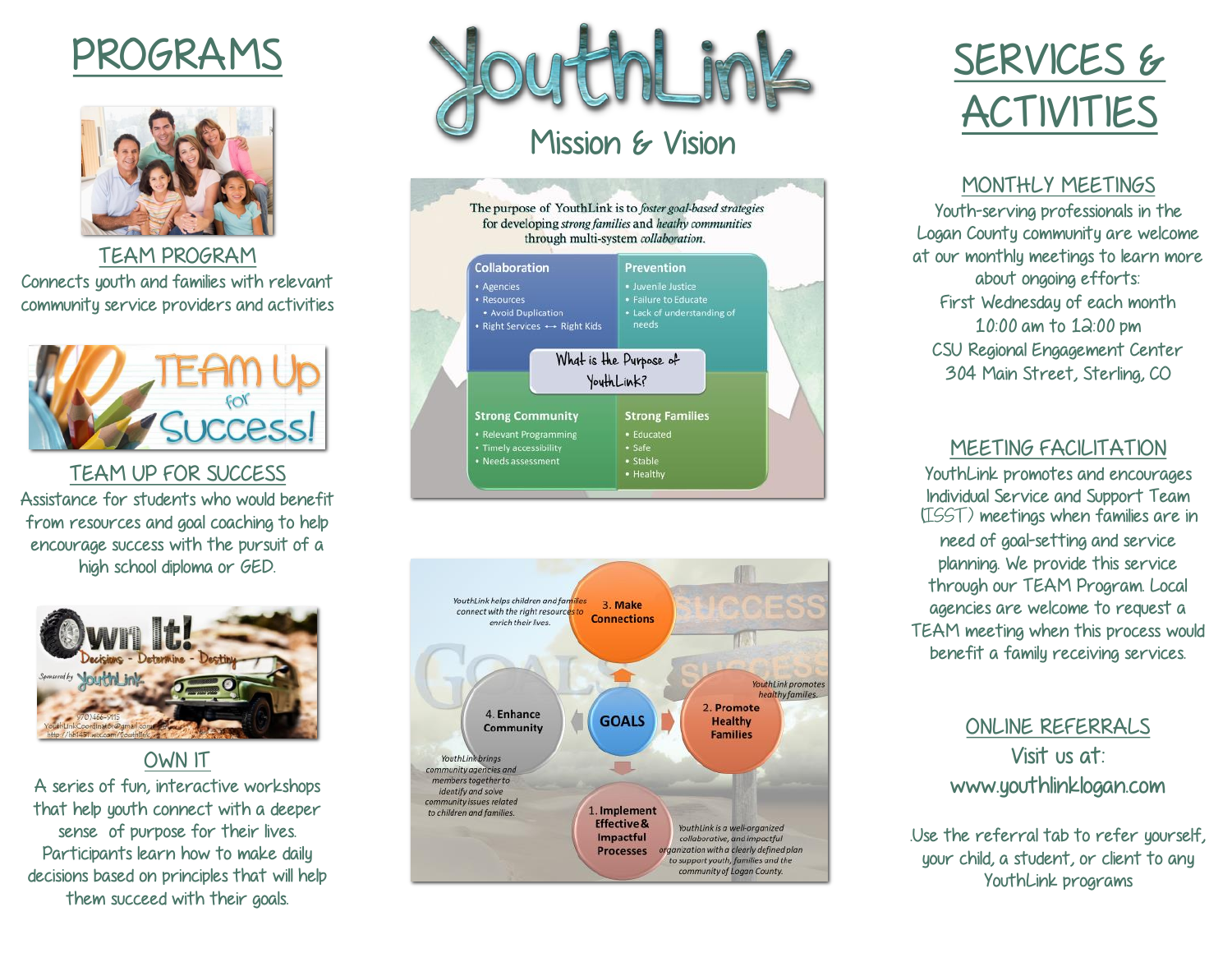# PROGRAMS

## TEAM PROGRAM

Connects youth and families with relevant community service providers and activities

TEAM Up for Success!

## TEAM UP FOR SUCCESS

Assistance for students who would benefit from resources and goal coaching to help encourage success with the pursuit of a high school diploma or GED.

Own It! Decisions - Determine - Destiny

Sponsored by YouthLink

(970)466-7115

YouthLinkCoordinator@gmail.com

http://lh1451.wix.com/youthlink

## OWN IT

A series of fun, interactive workshops that help youth connect with a deeper sense of purpose for their lives. Participants learn how to make daily decisions based on principles that will help them succeed with their goals.

# YouthLink

## Mission & Vision

The purpose of YouthLink is to *foster goal-based strategies* for developing *strong families* and *heathy communities* through multi-system *collaboration.*

What is the Purpose of YouthLink?

**Collaboration**

- Agencies
- Resources
  - Avoid Duplication
- Right Services ←→ Right Kids

**Prevention**

- Juvenile Justice
- Failure to Educate
- Lack of understanding of needs

**Strong Community**

- Relevant Programming
- Timely accessibility
- Needs assessment

**Strong Families**

- Educated
- Safe
- Stable
- Healthy

GOALS

1. Implement Effective & Impactful Processes

*YouthLink is a well-organized collaborative, and impactful organization with a clearly defined plan to support youth, families and the community of Logan County.*

2. Promote Healthy Families

*YouthLink promotes healthy families.*

3. Make Connections

*YouthLink helps children and families connect with the right resources to enrich their lives.*

4. Enhance Community

*YouthLink brings community agencies and members together to identify and solve community issues related to children and families.*

# SERVICES & ACTIVITIES

## MONTHLY MEETINGS

Youth-serving professionals in the Logan County community are welcome at our monthly meetings to learn more about ongoing efforts:

First Wednesday of each month

10:00 am to 12:00 pm

CSU Regional Engagement Center

304 Main Street, Sterling, CO

## MEETING FACILITATION

YouthLink promotes and encourages Individual Service and Support Team (ISST) meetings when families are in need of goal-setting and service planning. We provide this service through our TEAM Program. Local agencies are welcome to request a TEAM meeting when this process would benefit a family receiving services.

## ONLINE REFERRALS

Visit us at:

www.youthlinklogan.com

Use the referral tab to refer yourself, your child, a student, or client to any YouthLink programs